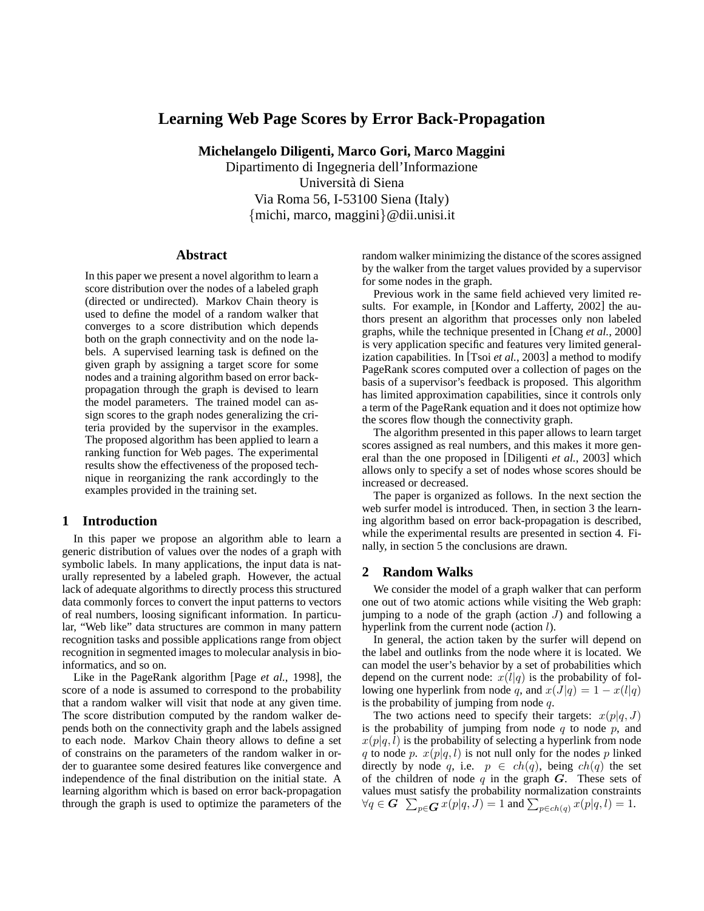# Learning Web Page Scores by Error Back-Propagation

**Michelangelo Diligenti, Marco Gori, Marco Maggini**
Dipartimento di Ingegneria dell'Informazione
Università di Siena
Via Roma 56, I-53100 Siena (Italy)
{michi, marco, maggini}@dii.unisi.it

## Abstract

In this paper we present a novel algorithm to learn a score distribution over the nodes of a labeled graph (directed or undirected). Markov Chain theory is used to define the model of a random walker that converges to a score distribution which depends both on the graph connectivity and on the node labels. A supervised learning task is defined on the given graph by assigning a target score for some nodes and a training algorithm based on error back-propagation through the graph is devised to learn the model parameters. The trained model can assign scores to the graph nodes generalizing the criteria provided by the supervisor in the examples. The proposed algorithm has been applied to learn a ranking function for Web pages. The experimental results show the effectiveness of the proposed technique in reorganizing the rank accordingly to the examples provided in the training set.

## 1 Introduction

In this paper we propose an algorithm able to learn a generic distribution of values over the nodes of a graph with symbolic labels. In many applications, the input data is naturally represented by a labeled graph. However, the actual lack of adequate algorithms to directly process this structured data commonly forces to convert the input patterns to vectors of real numbers, loosing significant information. In particular, "Web like" data structures are common in many pattern recognition tasks and possible applications range from object recognition in segmented images to molecular analysis in bioinformatics, and so on.

Like in the PageRank algorithm [Page *et al.*, 1998], the score of a node is assumed to correspond to the probability that a random walker will visit that node at any given time. The score distribution computed by the random walker depends both on the connectivity graph and the labels assigned to each node. Markov Chain theory allows to define a set of constrains on the parameters of the random walker in order to guarantee some desired features like convergence and independence of the final distribution on the initial state. A learning algorithm which is based on error back-propagation through the graph is used to optimize the parameters of the random walker minimizing the distance of the scores assigned by the walker from the target values provided by a supervisor for some nodes in the graph.

Previous work in the same field achieved very limited results. For example, in [Kondor and Lafferty, 2002] the authors present an algorithm that processes only non labeled graphs, while the technique presented in [Chang *et al.*, 2000] is very application specific and features very limited generalization capabilities. In [Tsoi *et al.*, 2003] a method to modify PageRank scores computed over a collection of pages on the basis of a supervisor's feedback is proposed. This algorithm has limited approximation capabilities, since it controls only a term of the PageRank equation and it does not optimize how the scores flow though the connectivity graph.

The algorithm presented in this paper allows to learn target scores assigned as real numbers, and this makes it more general than the one proposed in [Diligenti *et al.*, 2003] which allows only to specify a set of nodes whose scores should be increased or decreased.

The paper is organized as follows. In the next section the web surfer model is introduced. Then, in section 3 the learning algorithm based on error back-propagation is described, while the experimental results are presented in section 4. Finally, in section 5 the conclusions are drawn.

## 2 Random Walks

We consider the model of a graph walker that can perform one out of two atomic actions while visiting the Web graph: jumping to a node of the graph (action $J$) and following a hyperlink from the current node (action $l$).

In general, the action taken by the surfer will depend on the label and outlinks from the node where it is located. We can model the user's behavior by a set of probabilities which depend on the current node: $x(l|q)$ is the probability of following one hyperlink from node $q$, and $x(J|q) = 1 - x(l|q)$ is the probability of jumping from node $q$.

The two actions need to specify their targets: $x(p|q,J)$ is the probability of jumping from node $q$ to node $p$, and $x(p|q,l)$ is the probability of selecting a hyperlink from node $q$ to node $p$. $x(p|q,l)$ is not null only for the nodes $p$ linked directly by node $q$, i.e. $p \in ch(q)$, being $ch(q)$ the set of the children of node $q$ in the graph $\boldsymbol{G}$. These sets of values must satisfy the probability normalization constraints $\forall q \in \boldsymbol{G}$ $\sum_{p \in \boldsymbol{G}} x(p|q,J) = 1$ and $\sum_{p \in ch(q)} x(p|q,l) = 1$.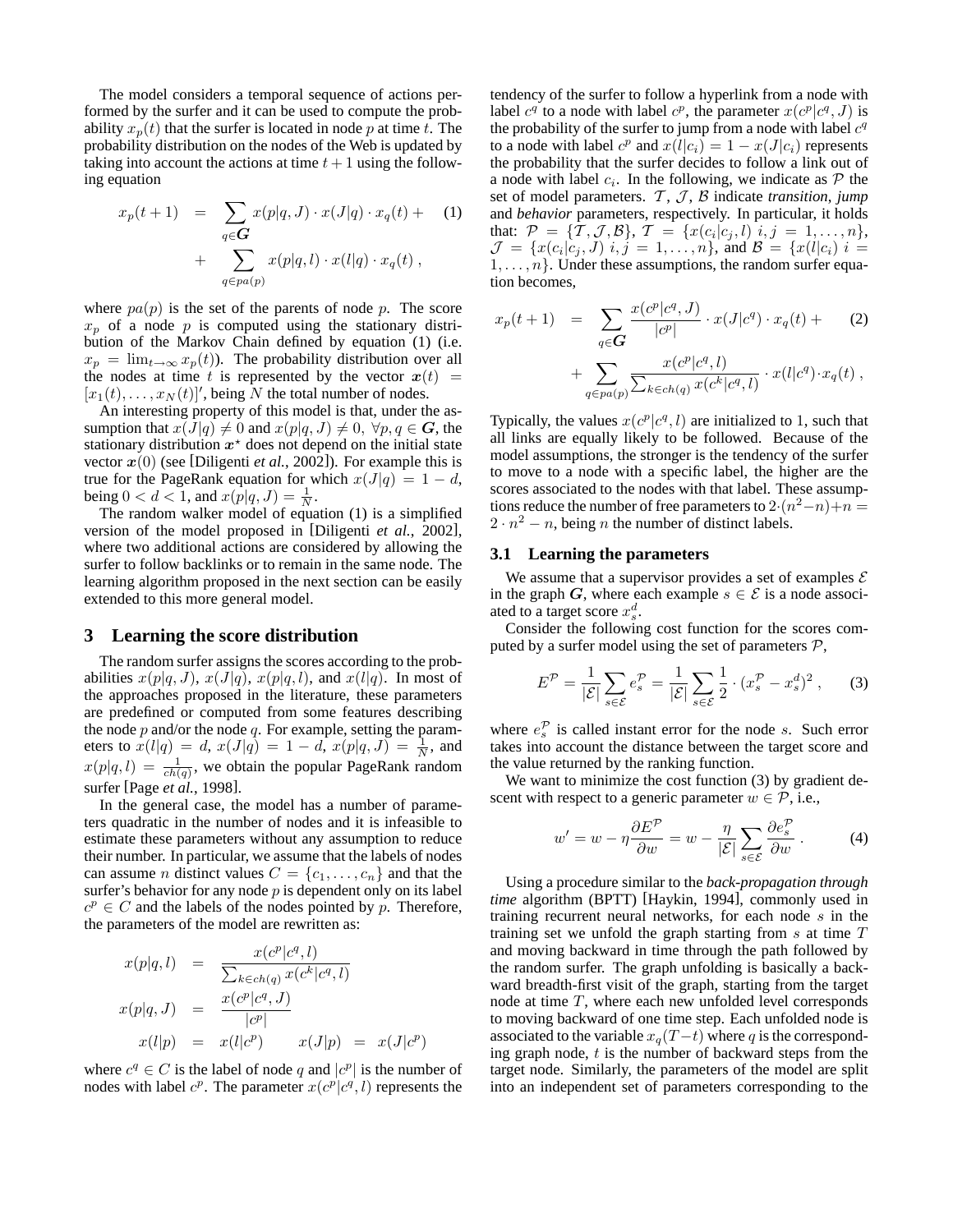The model considers a temporal sequence of actions performed by the surfer and it can be used to compute the probability $x_p(t)$ that the surfer is located in node $p$ at time $t$. The probability distribution on the nodes of the Web is updated by taking into account the actions at time $t+1$ using the following equation

$$
\begin{aligned}
x_p(t+1) &= \sum_{q \in \boldsymbol{G}} x(p|q,J) \cdot x(J|q) \cdot x_q(t) + \\
&+ \sum_{q \in pa(p)} x(p|q,l) \cdot x(l|q) \cdot x_q(t) \ ,
\end{aligned} \tag{1}
$$

where $pa(p)$ is the set of the parents of node $p$. The score $x_p$ of a node $p$ is computed using the stationary distribution of the Markov Chain defined by equation (1) (i.e. $x_p = \lim_{t \to \infty} x_p(t)$). The probability distribution over all the nodes at time $t$ is represented by the vector $\boldsymbol{x}(t) = [x_1(t), \ldots, x_N(t)]'$, being $N$ the total number of nodes.

An interesting property of this model is that, under the assumption that $x(J|q) \neq 0$ and $x(p|q,J) \neq 0, \ \forall p, q \in \boldsymbol{G}$, the stationary distribution $\boldsymbol{x}^\star$ does not depend on the initial state vector $\boldsymbol{x}(0)$ (see [Diligenti *et al.*, 2002]). For example this is true for the PageRank equation for which $x(J|q) = 1 - d$, being $0 < d < 1$, and $x(p|q,J) = \frac{1}{N}$.

The random walker model of equation (1) is a simplified version of the model proposed in [Diligenti *et al.*, 2002], where two additional actions are considered by allowing the surfer to follow backlinks or to remain in the same node. The learning algorithm proposed in the next section can be easily extended to this more general model.

## 3 Learning the score distribution

The random surfer assigns the scores according to the probabilities $x(p|q,J)$, $x(J|q)$, $x(p|q,l)$, and $x(l|q)$. In most of the approaches proposed in the literature, these parameters are predefined or computed from some features describing the node $p$ and/or the node $q$. For example, setting the parameters to $x(l|q) = d$, $x(J|q) = 1 - d$, $x(p|q,J) = \frac{1}{N}$, and $x(p|q,l) = \frac{1}{ch(q)}$, we obtain the popular PageRank random surfer [Page *et al.*, 1998].

In the general case, the model has a number of parameters quadratic in the number of nodes and it is infeasible to estimate these parameters without any assumption to reduce their number. In particular, we assume that the labels of nodes can assume $n$ distinct values $C = \{c_1, \ldots, c_n\}$ and that the surfer's behavior for any node $p$ is dependent only on its label $c^p \in C$ and the labels of the nodes pointed by $p$. Therefore, the parameters of the model are rewritten as:

$$
\begin{aligned}
x(p|q,l) &= \frac{x(c^p|c^q,l)}{\sum_{k \in ch(q)} x(c^k|c^q,l)} \\
x(p|q,J) &= \frac{x(c^p|c^q,J)}{|c^p|} \\
x(l|p) &= x(l|c^p) \qquad x(J|p) \ = \ x(J|c^p)
\end{aligned}
$$

where $c^q \in C$ is the label of node $q$ and $|c^p|$ is the number of nodes with label $c^p$. The parameter $x(c^p|c^q,l)$ represents the tendency of the surfer to follow a hyperlink from a node with label $c^q$ to a node with label $c^p$, the parameter $x(c^p|c^q,J)$ is the probability of the surfer to jump from a node with label $c^q$ to a node with label $c^p$ and $x(l|c_i) = 1 - x(J|c_i)$ represents the probability that the surfer decides to follow a link out of a node with label $c_i$. In the following, we indicate as $\mathcal{P}$ the set of model parameters. $\mathcal{T}$, $\mathcal{J}$, $\mathcal{B}$ indicate *transition*, *jump* and *behavior* parameters, respectively. In particular, it holds that: $\mathcal{P} = \{\mathcal{T}, \mathcal{J}, \mathcal{B}\}$, $\mathcal{T} = \{x(c_i|c_j,l) \ i,j = 1,\ldots,n\}$, $\mathcal{J} = \{x(c_i|c_j,J) \ i,j = 1,\ldots,n\}$, and $\mathcal{B} = \{x(l|c_i) \ i = 1,\ldots,n\}$. Under these assumptions, the random surfer equation becomes,

$$
\begin{aligned}
x_p(t+1) &= \sum_{q \in \boldsymbol{G}} \frac{x(c^p|c^q,J)}{|c^p|} \cdot x(J|c^q) \cdot x_q(t) + \\
&+ \sum_{q \in pa(p)} \frac{x(c^p|c^q,l)}{\sum_{k \in ch(q)} x(c^k|c^q,l)} \cdot x(l|c^q) \cdot x_q(t) \ ,
\end{aligned} \tag{2}
$$

Typically, the values $x(c^p|c^q,l)$ are initialized to 1, such that all links are equally likely to be followed. Because of the model assumptions, the stronger is the tendency of the surfer to move to a node with a specific label, the higher are the scores associated to the nodes with that label. These assumptions reduce the number of free parameters to $2 \cdot (n^2 - n) + n = 2 \cdot n^2 - n$, being $n$ the number of distinct labels.

### 3.1 Learning the parameters

We assume that a supervisor provides a set of examples $\mathcal{E}$ in the graph $\boldsymbol{G}$, where each example $s \in \mathcal{E}$ is a node associated to a target score $x_s^d$.

Consider the following cost function for the scores computed by a surfer model using the set of parameters $\mathcal{P}$,

$$
E^{\mathcal{P}} = \frac{1}{|\mathcal{E}|} \sum_{s \in \mathcal{E}} e_s^{\mathcal{P}} = \frac{1}{|\mathcal{E}|} \sum_{s \in \mathcal{E}} \frac{1}{2} \cdot (x_s^{\mathcal{P}} - x_s^d)^2 \ , \tag{3}
$$

where $e_s^{\mathcal{P}}$ is called instant error for the node $s$. Such error takes into account the distance between the target score and the value returned by the ranking function.

We want to minimize the cost function (3) by gradient descent with respect to a generic parameter $w \in \mathcal{P}$, i.e.,

$$
w' = w - \eta \frac{\partial E^{\mathcal{P}}}{\partial w} = w - \frac{\eta}{|\mathcal{E}|} \sum_{s \in \mathcal{E}} \frac{\partial e_s^{\mathcal{P}}}{\partial w} \ . \tag{4}
$$

Using a procedure similar to the *back-propagation through time* algorithm (BPTT) [Haykin, 1994], commonly used in training recurrent neural networks, for each node $s$ in the training set we unfold the graph starting from $s$ at time $T$ and moving backward in time through the path followed by the random surfer. The graph unfolding is basically a backward breadth-first visit of the graph, starting from the target node at time $T$, where each new unfolded level corresponds to moving backward of one time step. Each unfolded node is associated to the variable $x_q(T-t)$ where $q$ is the corresponding graph node, $t$ is the number of backward steps from the target node. Similarly, the parameters of the model are split into an independent set of parameters corresponding to the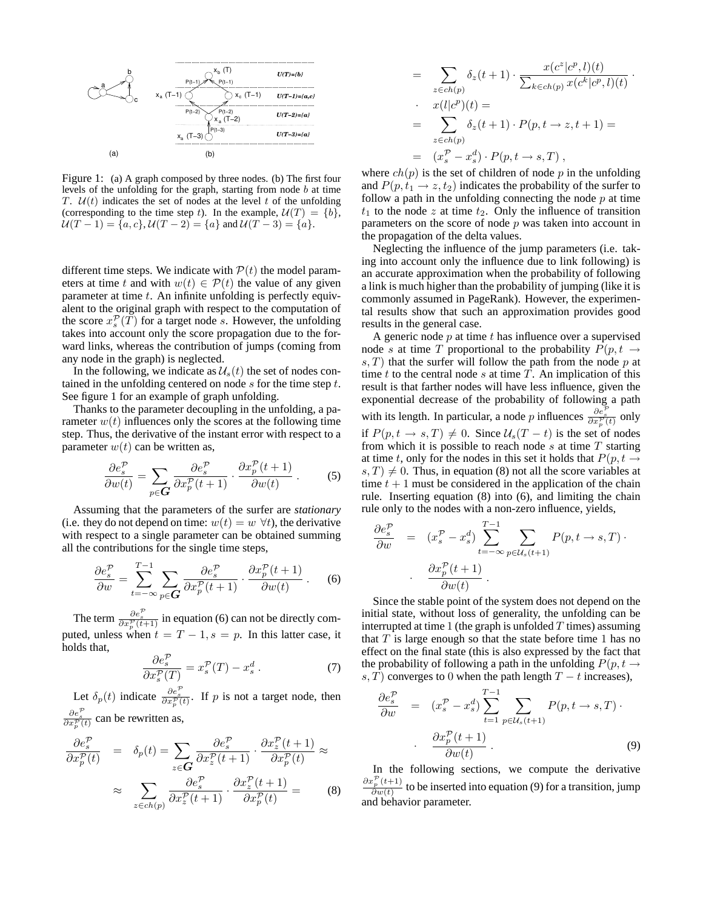Figure 1: (a) A graph composed by three nodes. (b) The first four levels of the unfolding for the graph, starting from node $b$ at time $T$. $\mathcal{U}(t)$ indicates the set of nodes at the level $t$ of the unfolding (corresponding to the time step $t$). In the example, $\mathcal{U}(T) = \{b\}$, $\mathcal{U}(T-1) = \{a, c\}, \mathcal{U}(T-2) = \{a\}$ and $\mathcal{U}(T-3) = \{a\}$.

different time steps. We indicate with $\mathcal{P}(t)$ the model parameters at time $t$ and with $w(t) \in \mathcal{P}(t)$ the value of any given parameter at time $t$. An infinite unfolding is perfectly equivalent to the original graph with respect to the computation of the score $x_s^{\mathcal{P}}(T)$ for a target node $s$. However, the unfolding takes into account only the score propagation due to the forward links, whereas the contribution of jumps (coming from any node in the graph) is neglected.

In the following, we indicate as $\mathcal{U}_s(t)$ the set of nodes contained in the unfolding centered on node $s$ for the time step $t$. See figure 1 for an example of graph unfolding.

Thanks to the parameter decoupling in the unfolding, a parameter $w(t)$ influences only the scores at the following time step. Thus, the derivative of the instant error with respect to a parameter $w(t)$ can be written as,

$$\frac{\partial e_s^{\mathcal{P}}}{\partial w(t)} = \sum_{p \in \boldsymbol{G}} \frac{\partial e_s^{\mathcal{P}}}{\partial x_p^{\mathcal{P}}(t+1)} \cdot \frac{\partial x_p^{\mathcal{P}}(t+1)}{\partial w(t)} \,. \tag{5}$$

Assuming that the parameters of the surfer are *stationary* (i.e. they do not depend on time: $w(t) = w \ \forall t$), the derivative with respect to a single parameter can be obtained summing all the contributions for the single time steps,

$$\frac{\partial e_s^{\mathcal{P}}}{\partial w} = \sum_{t=-\infty}^{T-1} \sum_{p \in \boldsymbol{G}} \frac{\partial e_s^{\mathcal{P}}}{\partial x_p^{\mathcal{P}}(t+1)} \cdot \frac{\partial x_p^{\mathcal{P}}(t+1)}{\partial w(t)} \,. \tag{6}$$

The term $\frac{\partial e_s^{\mathcal{P}}}{\partial x_p^{\mathcal{P}}(t+1)}$ in equation (6) can not be directly computed, unless when $t = T-1, s = p$. In this latter case, it holds that,

$$\frac{\partial e_s^{\mathcal{P}}}{\partial x_s^{\mathcal{P}}(T)} = x_s^{\mathcal{P}}(T) - x_s^d \,. \tag{7}$$

Let $\delta_p(t)$ indicate $\frac{\partial e_s^{\mathcal{P}}}{\partial x_p^{\mathcal{P}}(t)}$. If $p$ is not a target node, then $\frac{\partial e_s^{\mathcal{P}}}{\partial x_p^{\mathcal{P}}(t)}$ can be rewritten as,

$$\begin{aligned}
\frac{\partial e_s^{\mathcal{P}}}{\partial x_p^{\mathcal{P}}(t)} &= \delta_p(t) = \sum_{z \in \boldsymbol{G}} \frac{\partial e_s^{\mathcal{P}}}{\partial x_z^{\mathcal{P}}(t+1)} \cdot \frac{\partial x_z^{\mathcal{P}}(t+1)}{\partial x_p^{\mathcal{P}}(t)} \approx \\
&\approx \sum_{z \in ch(p)} \frac{\partial e_s^{\mathcal{P}}}{\partial x_z^{\mathcal{P}}(t+1)} \cdot \frac{\partial x_z^{\mathcal{P}}(t+1)}{\partial x_p^{\mathcal{P}}(t)} = \\
&= \sum_{z \in ch(p)} \delta_z(t+1) \cdot \frac{x(c^z|c^p, l)(t)}{\sum_{k \in ch(p)} x(c^k|c^p, l)(t)} \cdot \\
&\quad \cdot \ x(l|c^p)(t) = \\
&= \sum_{z \in ch(p)} \delta_z(t+1) \cdot P(p, t \rightarrow z, t+1) = \\
&= (x_s^{\mathcal{P}} - x_s^d) \cdot P(p, t \rightarrow s, T) \,,
\end{aligned} \tag{8}$$

where $ch(p)$ is the set of children of node $p$ in the unfolding and $P(p, t_1 \rightarrow z, t_2)$ indicates the probability of the surfer to follow a path in the unfolding connecting the node $p$ at time $t_1$ to the node $z$ at time $t_2$. Only the influence of transition parameters on the score of node $p$ was taken into account in the propagation of the delta values.

Neglecting the influence of the jump parameters (i.e. taking into account only the influence due to link following) is an accurate approximation when the probability of following a link is much higher than the probability of jumping (like it is commonly assumed in PageRank). However, the experimental results show that such an approximation provides good results in the general case.

A generic node $p$ at time $t$ has influence over a supervised node $s$ at time $T$ proportional to the probability $P(p, t \rightarrow s, T)$ that the surfer will follow the path from the node $p$ at time $t$ to the central node $s$ at time $T$. An implication of this result is that farther nodes will have less influence, given the exponential decrease of the probability of following a path with its length. In particular, a node $p$ influences $\frac{\partial e_s^{\mathcal{P}}}{\partial x_p^{\mathcal{P}}(t)}$ only if $P(p, t \rightarrow s, T) \neq 0$. Since $\mathcal{U}_s(T-t)$ is the set of nodes from which it is possible to reach node $s$ at time $T$ starting at time $t$, only for the nodes in this set it holds that $P(p, t \rightarrow s, T) \neq 0$. Thus, in equation (8) not all the score variables at time $t+1$ must be considered in the application of the chain rule. Inserting equation (8) into (6), and limiting the chain rule only to the nodes with a non-zero influence, yields,

$$\begin{aligned}
\frac{\partial e_s^{\mathcal{P}}}{\partial w} &= (x_s^{\mathcal{P}} - x_s^d) \sum_{t=-\infty}^{T-1} \sum_{p \in \mathcal{U}_s(t+1)} P(p, t \rightarrow s, T) \cdot \\
&\quad \cdot \ \frac{\partial x_p^{\mathcal{P}}(t+1)}{\partial w(t)} \,.
\end{aligned}$$

Since the stable point of the system does not depend on the initial state, without loss of generality, the unfolding can be interrupted at time 1 (the graph is unfolded $T$ times) assuming that $T$ is large enough so that the state before time 1 has no effect on the final state (this is also expressed by the fact that the probability of following a path in the unfolding $P(p, t \rightarrow s, T)$ converges to 0 when the path length $T - t$ increases),

$$\begin{aligned}
\frac{\partial e_s^{\mathcal{P}}}{\partial w} &= (x_s^{\mathcal{P}} - x_s^d) \sum_{t=1}^{T-1} \sum_{p \in \mathcal{U}_s(t+1)} P(p, t \rightarrow s, T) \cdot \\
&\quad \cdot \ \frac{\partial x_p^{\mathcal{P}}(t+1)}{\partial w(t)} \,.
\end{aligned} \tag{9}$$

In the following sections, we compute the derivative $\frac{\partial x_p^{\mathcal{P}}(t+1)}{\partial w(t)}$ to be inserted into equation (9) for a transition, jump and behavior parameter.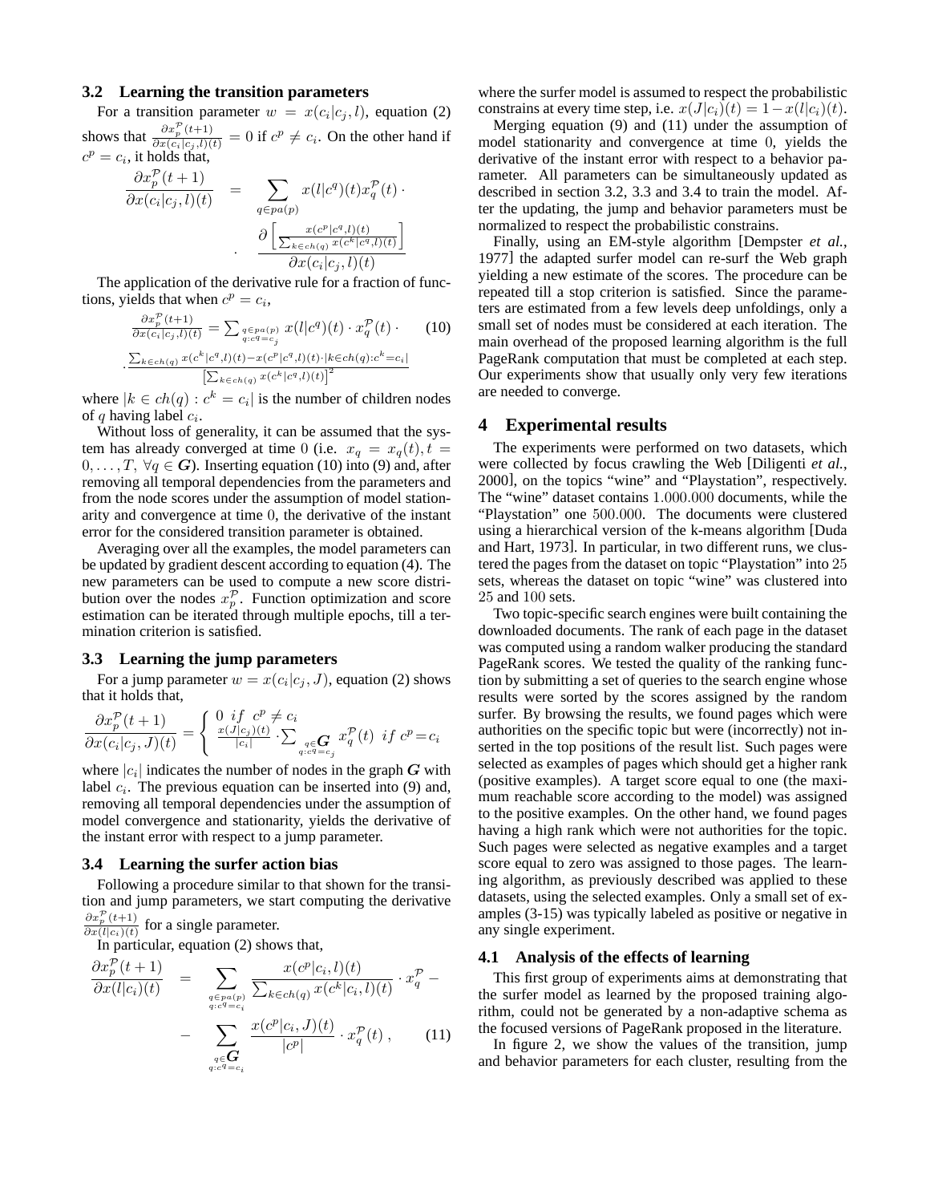### 3.2 Learning the transition parameters

For a transition parameter $w = x(c_i|c_j, l)$, equation (2) shows that $\frac{\partial x_p^{\mathcal{P}}(t+1)}{\partial x(c_i|c_j,l)(t)} = 0$ if $c^p \neq c_i$. On the other hand if $c^p = c_i$, it holds that,

$$
\frac{\partial x_p^{\mathcal{P}}(t+1)}{\partial x(c_i|c_j,l)(t)} = \sum_{q \in pa(p)} x(l|c^q)(t) x_q^{\mathcal{P}}(t) \cdot \frac{\partial \left[ \frac{x(c^p|c^q,l)(t)}{\sum_{k \in ch(q)} x(c^k|c^q,l)(t)} \right]}{\partial x(c_i|c_j,l)(t)}
$$

The application of the derivative rule for a fraction of functions, yields that when $c^p = c_i$,

$$
\frac{\partial x_p^{\mathcal{P}}(t+1)}{\partial x(c_i|c_j,l)(t)} = \sum_{\substack{q \in pa(p) \\ q: c^q = c_j}} x(l|c^q)(t) \cdot x_q^{\mathcal{P}}(t) \cdot \frac{\sum_{k \in ch(q)} x(c^k|c^q,l)(t) - x(c^p|c^q,l)(t) \cdot |k \in ch(q) : c^k = c_i|}{\left[ \sum_{k \in ch(q)} x(c^k|c^q,l)(t) \right]^2} \quad (10)
$$

where $|k \in ch(q) : c^k = c_i|$ is the number of children nodes of $q$ having label $c_i$.

Without loss of generality, it can be assumed that the system has already converged at time 0 (i.e. $x_q = x_q(t), t = 0, \ldots, T, \ \forall q \in \boldsymbol{G}$). Inserting equation (10) into (9) and, after removing all temporal dependencies from the parameters and from the node scores under the assumption of model stationarity and convergence at time 0, the derivative of the instant error for the considered transition parameter is obtained.

Averaging over all the examples, the model parameters can be updated by gradient descent according to equation (4). The new parameters can be used to compute a new score distribution over the nodes $x_p^{\mathcal{P}}$. Function optimization and score estimation can be iterated through multiple epochs, till a termination criterion is satisfied.

### 3.3 Learning the jump parameters

For a jump parameter $w = x(c_i|c_j, J)$, equation (2) shows that it holds that,

$$
\frac{\partial x_p^{\mathcal{P}}(t+1)}{\partial x(c_i|c_j,J)(t)} = \begin{cases} 0 & if \ c^p \neq c_i \\ \frac{x(J|c_j)(t)}{|c_i|} \cdot \sum_{\substack{q \in \boldsymbol{G} \\ q: c^q = c_j}} x_q^{\mathcal{P}}(t) & if \ c^p = c_i \end{cases}
$$

where $|c_i|$ indicates the number of nodes in the graph $\boldsymbol{G}$ with label $c_i$. The previous equation can be inserted into (9) and, removing all temporal dependencies under the assumption of model convergence and stationarity, yields the derivative of the instant error with respect to a jump parameter.

### 3.4 Learning the surfer action bias

Following a procedure similar to that shown for the transition and jump parameters, we start computing the derivative $\frac{\partial x_p^{\mathcal{P}}(t+1)}{\partial x(l|c_i)(t)}$ for a single parameter.

In particular, equation (2) shows that,

$$
\frac{\partial x_p^{\mathcal{P}}(t+1)}{\partial x(l|c_i)(t)} = \sum_{\substack{q \in pa(p) \\ q: c^q = c_i}} \frac{x(c^p|c_i,l)(t)}{\sum_{k \in ch(q)} x(c^k|c_i,l)(t)} \cdot x_q^{\mathcal{P}} - \sum_{\substack{q \in \boldsymbol{G} \\ q: c^q = c_i}} \frac{x(c^p|c_i,J)(t)}{|c^p|} \cdot x_q^{\mathcal{P}}(t) \,, \quad (11)
$$

where the surfer model is assumed to respect the probabilistic constrains at every time step, i.e. $x(J|c_i)(t) = 1 - x(l|c_i)(t)$.

Merging equation (9) and (11) under the assumption of model stationarity and convergence at time 0, yields the derivative of the instant error with respect to a behavior parameter. All parameters can be simultaneously updated as described in section 3.2, 3.3 and 3.4 to train the model. After the updating, the jump and behavior parameters must be normalized to respect the probabilistic constrains.

Finally, using an EM-style algorithm [Dempster *et al.*, 1977] the adapted surfer model can re-surf the Web graph yielding a new estimate of the scores. The procedure can be repeated till a stop criterion is satisfied. Since the parameters are estimated from a few levels deep unfoldings, only a small set of nodes must be considered at each iteration. The main overhead of the proposed learning algorithm is the full PageRank computation that must be completed at each step. Our experiments show that usually only very few iterations are needed to converge.

## 4 Experimental results

The experiments were performed on two datasets, which were collected by focus crawling the Web [Diligenti *et al.*, 2000], on the topics "wine" and "Playstation", respectively. The "wine" dataset contains 1.000.000 documents, while the "Playstation" one 500.000. The documents were clustered using a hierarchical version of the k-means algorithm [Duda and Hart, 1973]. In particular, in two different runs, we clustered the pages from the dataset on topic "Playstation" into 25 sets, whereas the dataset on topic "wine" was clustered into 25 and 100 sets.

Two topic-specific search engines were built containing the downloaded documents. The rank of each page in the dataset was computed using a random walker producing the standard PageRank scores. We tested the quality of the ranking function by submitting a set of queries to the search engine whose results were sorted by the scores assigned by the random surfer. By browsing the results, we found pages which were authorities on the specific topic but were (incorrectly) not inserted in the top positions of the result list. Such pages were selected as examples of pages which should get a higher rank (positive examples). A target score equal to one (the maximum reachable score according to the model) was assigned to the positive examples. On the other hand, we found pages having a high rank which were not authorities for the topic. Such pages were selected as negative examples and a target score equal to zero was assigned to those pages. The learning algorithm, as previously described was applied to these datasets, using the selected examples. Only a small set of examples (3-15) was typically labeled as positive or negative in any single experiment.

### 4.1 Analysis of the effects of learning

This first group of experiments aims at demonstrating that the surfer model as learned by the proposed training algorithm, could not be generated by a non-adaptive schema as the focused versions of PageRank proposed in the literature.

In figure 2, we show the values of the transition, jump and behavior parameters for each cluster, resulting from the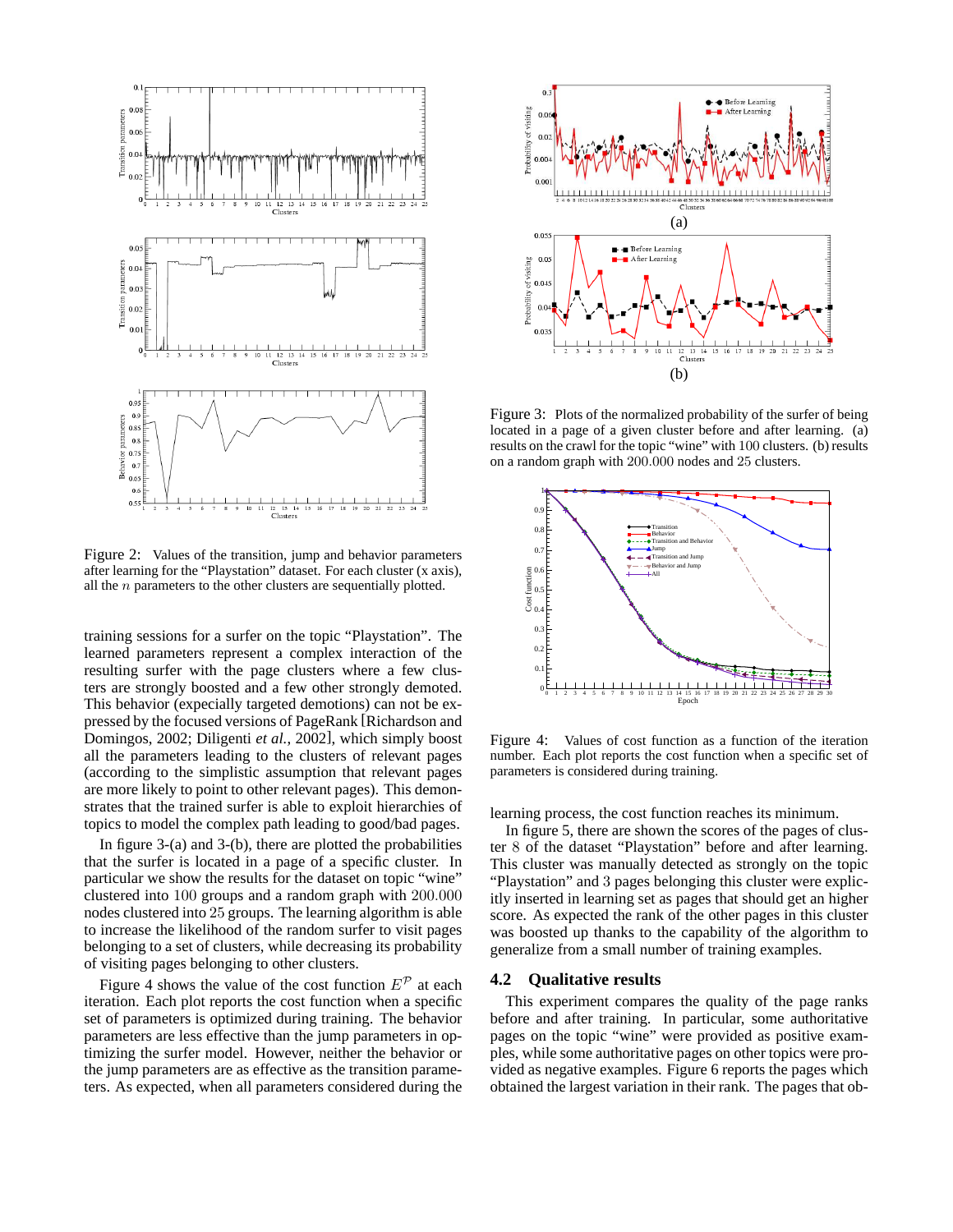Figure 2: Values of the transition, jump and behavior parameters after learning for the "Playstation" dataset. For each cluster (x axis), all the $n$ parameters to the other clusters are sequentially plotted.

training sessions for a surfer on the topic "Playstation". The learned parameters represent a complex interaction of the resulting surfer with the page clusters where a few clusters are strongly boosted and a few other strongly demoted. This behavior (expecially targeted demotions) can not be expressed by the focused versions of PageRank [Richardson and Domingos, 2002; Diligenti *et al.*, 2002], which simply boost all the parameters leading to the clusters of relevant pages (according to the simplistic assumption that relevant pages are more likely to point to other relevant pages). This demonstrates that the trained surfer is able to exploit hierarchies of topics to model the complex path leading to good/bad pages.

In figure 3-(a) and 3-(b), there are plotted the probabilities that the surfer is located in a page of a specific cluster. In particular we show the results for the dataset on topic "wine" clustered into $100$ groups and a random graph with $200.000$ nodes clustered into $25$ groups. The learning algorithm is able to increase the likelihood of the random surfer to visit pages belonging to a set of clusters, while decreasing its probability of visiting pages belonging to other clusters.

Figure 4 shows the value of the cost function $E^{\mathcal{P}}$ at each iteration. Each plot reports the cost function when a specific set of parameters is optimized during training. The behavior parameters are less effective than the jump parameters in optimizing the surfer model. However, neither the behavior or the jump parameters are as effective as the transition parameters. As expected, when all parameters considered during the

Figure 3: Plots of the normalized probability of the surfer of being located in a page of a given cluster before and after learning. (a) results on the crawl for the topic "wine" with $100$ clusters. (b) results on a random graph with $200.000$ nodes and $25$ clusters.

Figure 4: Values of cost function as a function of the iteration number. Each plot reports the cost function when a specific set of parameters is considered during training.

learning process, the cost function reaches its minimum.

In figure 5, there are the scores of the pages of cluster $8$ of the dataset "Playstation" before and after learning. This cluster was manually detected as strongly on the topic "Playstation" and $3$ pages belonging this cluster were explicitly inserted in learning set as pages that should get an higher score. As expected the rank of the other pages in this cluster was boosted up thanks to the capability of the algorithm to generalize from a small number of training examples.

### 4.2 Qualitative results

This experiment compares the quality of the page ranks before and after training. In particular, some authoritative pages on the topic "wine" were provided as positive examples, while some authoritative pages on other topics were provided as negative examples. Figure 6 reports the pages which obtained the largest variation in their rank. The pages that ob-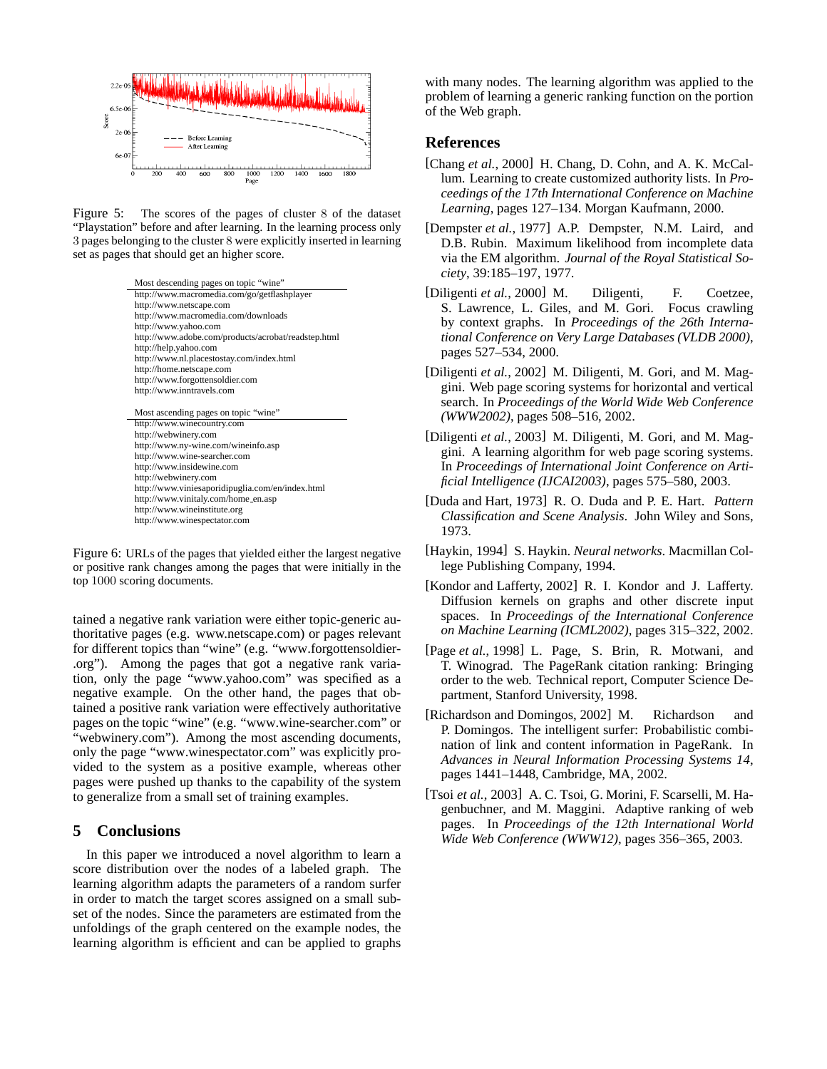2.2e-05
6.5e-06
2e-06
6e-07
Score
0 200 400 600 800 1000 1200 1400 1600 1800
Page
Before Learning
After Learning

Figure 5: The scores of the pages of cluster 8 of the dataset "Playstation" before and after learning. In the learning process only 3 pages belonging to the cluster 8 were explicitly inserted in learning set as pages that should get an higher score.

| Most descending pages on topic "wine" |
|---|
| http://www.macromedia.com/go/getflashplayer |
| http://www.netscape.com |
| http://www.macromedia.com/downloads |
| http://www.yahoo.com |
| http://www.adobe.com/products/acrobat/readstep.html |
| http://help.yahoo.com |
| http://www.nl.placestostay.com/index.html |
| http://home.netscape.com |
| http://www.forgottensoldier.com |
| http://www.inntravels.com |

| Most ascending pages on topic "wine" |
|---|
| http://www.winecountry.com |
| http://webwinery.com |
| http://www.ny-wine.com/wineinfo.asp |
| http://www.wine-searcher.com |
| http://www.insidewine.com |
| http://webwinery.com |
| http://www.viniesaporidipuglia.com/en/index.html |
| http://www.vinitaly.com/home_en.asp |
| http://www.wineinstitute.org |
| http://www.winespectator.com |

Figure 6: URLs of the pages that yielded either the largest negative or positive rank changes among the pages that were initially in the top 1000 scoring documents.

tained a negative rank variation were either topic-generic authoritative pages (e.g. www.netscape.com) or pages relevant for different topics than "wine" (e.g. "www.forgottensoldier-.org"). Among the pages that got a negative rank variation, only the page "www.yahoo.com" was specified as a negative example. On the other hand, the pages that obtained a positive rank variation were effectively authoritative pages on the topic "wine" (e.g. "www.wine-searcher.com" or "webwinery.com"). Among the most ascending documents, only the page "www.winespectator.com" was explicitly provided to the system as a positive example, whereas other pages were pushed up thanks to the capability of the system to generalize from a small set of training examples.

## 5 Conclusions

In this paper we introduced a novel algorithm to learn a score distribution over the nodes of a labeled graph. The learning algorithm adapts the parameters of a random surfer in order to match the target scores assigned on a small subset of the nodes. Since the parameters are estimated from the unfoldings of the graph centered on the example nodes, the learning algorithm is efficient and can be applied to graphs with many nodes. The learning algorithm was applied to the problem of learning a generic ranking function on the portion of the Web graph.

## References

[Chang *et al.*, 2000] H. Chang, D. Cohn, and A. K. McCallum. Learning to create customized authority lists. In *Proceedings of the 17th International Conference on Machine Learning*, pages 127–134. Morgan Kaufmann, 2000.

[Dempster *et al.*, 1977] A.P. Dempster, N.M. Laird, and D.B. Rubin. Maximum likelihood from incomplete data via the EM algorithm. *Journal of the Royal Statistical Society*, 39:185–197, 1977.

[Diligenti *et al.*, 2000] M. Diligenti, F. Coetzee, S. Lawrence, L. Giles, and M. Gori. Focus crawling by context graphs. In *Proceedings of the 26th International Conference on Very Large Databases (VLDB 2000)*, pages 527–534, 2000.

[Diligenti *et al.*, 2002] M. Diligenti, M. Gori, and M. Maggini. Web page scoring systems for horizontal and vertical search. In *Proceedings of the World Wide Web Conference (WWW2002)*, pages 508–516, 2002.

[Diligenti *et al.*, 2003] M. Diligenti, M. Gori, and M. Maggini. A learning algorithm for web page scoring systems. In *Proceedings of International Joint Conference on Artificial Intelligence (IJCAI2003)*, pages 575–580, 2003.

[Duda and Hart, 1973] R. O. Duda and P. E. Hart. *Pattern Classification and Scene Analysis*. John Wiley and Sons, 1973.

[Haykin, 1994] S. Haykin. *Neural networks*. Macmillan College Publishing Company, 1994.

[Kondor and Lafferty, 2002] R. I. Kondor and J. Lafferty. Diffusion kernels on graphs and other discrete input spaces. In *Proceedings of the International Conference on Machine Learning (ICML2002)*, pages 315–322, 2002.

[Page *et al.*, 1998] L. Page, S. Brin, R. Motwani, and T. Winograd. The PageRank citation ranking: Bringing order to the web. Technical report, Computer Science Department, Stanford University, 1998.

[Richardson and Domingos, 2002] M. Richardson and P. Domingos. The intelligent surfer: Probabilistic combination of link and content information in PageRank. In *Advances in Neural Information Processing Systems 14*, pages 1441–1448, Cambridge, MA, 2002.

[Tsoi *et al.*, 2003] A. C. Tsoi, G. Morini, F. Scarselli, M. Hagenbuchner, and M. Maggini. Adaptive ranking of web pages. In *Proceedings of the 12th International World Wide Web Conference (WWW12)*, pages 356–365, 2003.